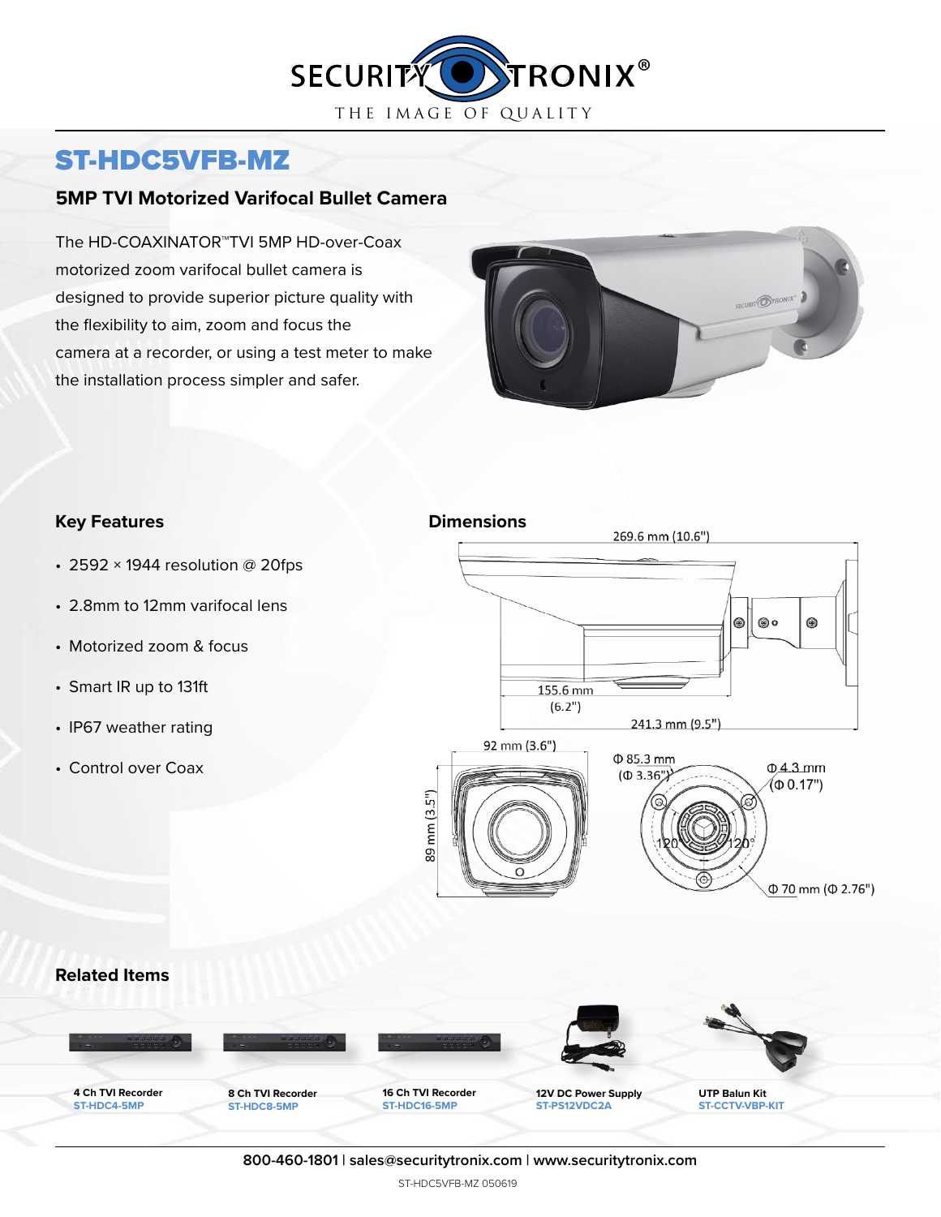SECURITY TRONIX®

THE IMAGE OF QUALITY

# ST-HDC5VFB-MZ

## 5MP TVI Motorized Varifocal Bullet Camera

The HD-COAXINATOR™TVI 5MP HD-over-Coax motorized zoom varifocal bullet camera is designed to provide superior picture quality with the flexibility to aim, zoom and focus the camera at a recorder, or using a test meter to make the installation process simpler and safer.

### Key Features

- 2592 × 1944 resolution @ 20fps
- 2.8mm to 12mm varifocal lens
- Motorized zoom & focus
- Smart IR up to 131ft
- IP67 weather rating
- Control over Coax

### Dimensions

269.6 mm (10.6")

155.6 mm (6.2")

241.3 mm (9.5")

92 mm (3.6")

89 mm (3.5")

Φ 85.3 mm (Φ 3.36")

Φ 4.3 mm (Φ 0.17")

120°

120°

Φ 70 mm (Φ 2.76")

### Related Items

| 4 Ch TVI Recorder | 8 Ch TVI Recorder | 16 Ch TVI Recorder | 12V DC Power Supply | UTP Balun Kit |
|---|---|---|---|---|
| ST-HDC4-5MP | ST-HDC8-5MP | ST-HDC16-5MP | ST-PS12VDC2A | ST-CCTV-VBP-KIT |

**800-460-1801 | sales@securitytronix.com | www.securitytronix.com**

ST-HDC5VFB-MZ 050619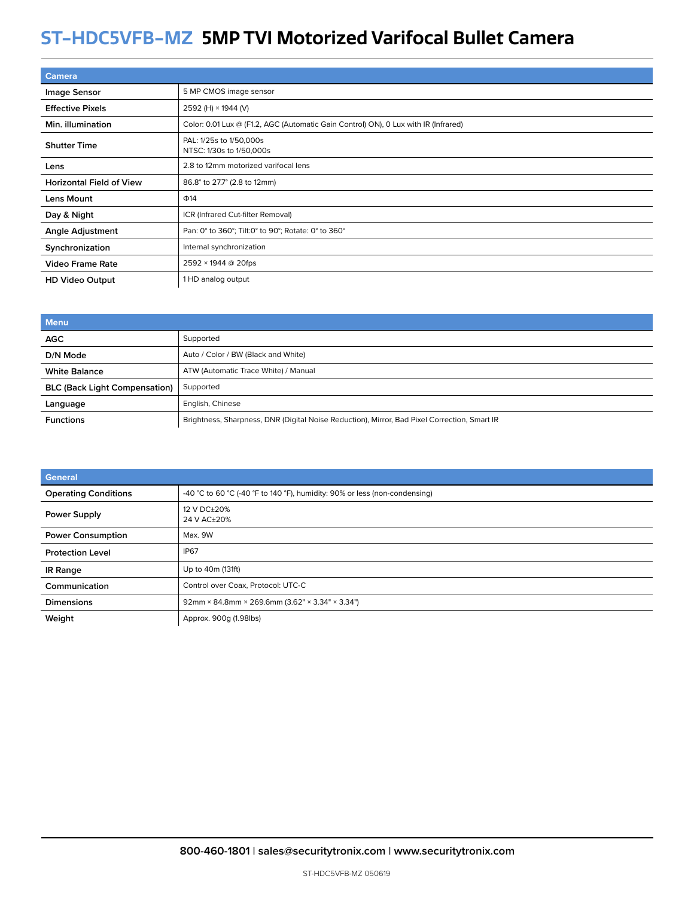# ST-HDC5VFB-MZ 5MP TVI Motorized Varifocal Bullet Camera

| Camera | |
|---|---|
| Image Sensor | 5 MP CMOS image sensor |
| Effective Pixels | 2592 (H) × 1944 (V) |
| Min. illumination | Color: 0.01 Lux @ (F1.2, AGC (Automatic Gain Control) ON), 0 Lux with IR (Infrared) |
| Shutter Time | PAL: 1/25s to 1/50,000s<br>NTSC: 1/30s to 1/50,000s |
| Lens | 2.8 to 12mm motorized varifocal lens |
| Horizontal Field of View | 86.8° to 27.7° (2.8 to 12mm) |
| Lens Mount | Φ14 |
| Day & Night | ICR (Infrared Cut-filter Removal) |
| Angle Adjustment | Pan: 0° to 360°; Tilt:0° to 90°; Rotate: 0° to 360° |
| Synchronization | Internal synchronization |
| Video Frame Rate | 2592 × 1944 @ 20fps |
| HD Video Output | 1 HD analog output |

| Menu | |
|---|---|
| AGC | Supported |
| D/N Mode | Auto / Color / BW (Black and White) |
| White Balance | ATW (Automatic Trace White) / Manual |
| BLC (Back Light Compensation) | Supported |
| Language | English, Chinese |
| Functions | Brightness, Sharpness, DNR (Digital Noise Reduction), Mirror, Bad Pixel Correction, Smart IR |

| General | |
|---|---|
| Operating Conditions | -40 °C to 60 °C (-40 °F to 140 °F), humidity: 90% or less (non-condensing) |
| Power Supply | 12 V DC±20%<br>24 V AC±20% |
| Power Consumption | Max. 9W |
| Protection Level | IP67 |
| IR Range | Up to 40m (131ft) |
| Communication | Control over Coax, Protocol: UTC-C |
| Dimensions | 92mm × 84.8mm × 269.6mm (3.62" × 3.34" × 3.34") |
| Weight | Approx. 900g (1.98lbs) |

**800-460-1801 | sales@securitytronix.com | www.securitytronix.com**

ST-HDC5VFB-MZ 050619